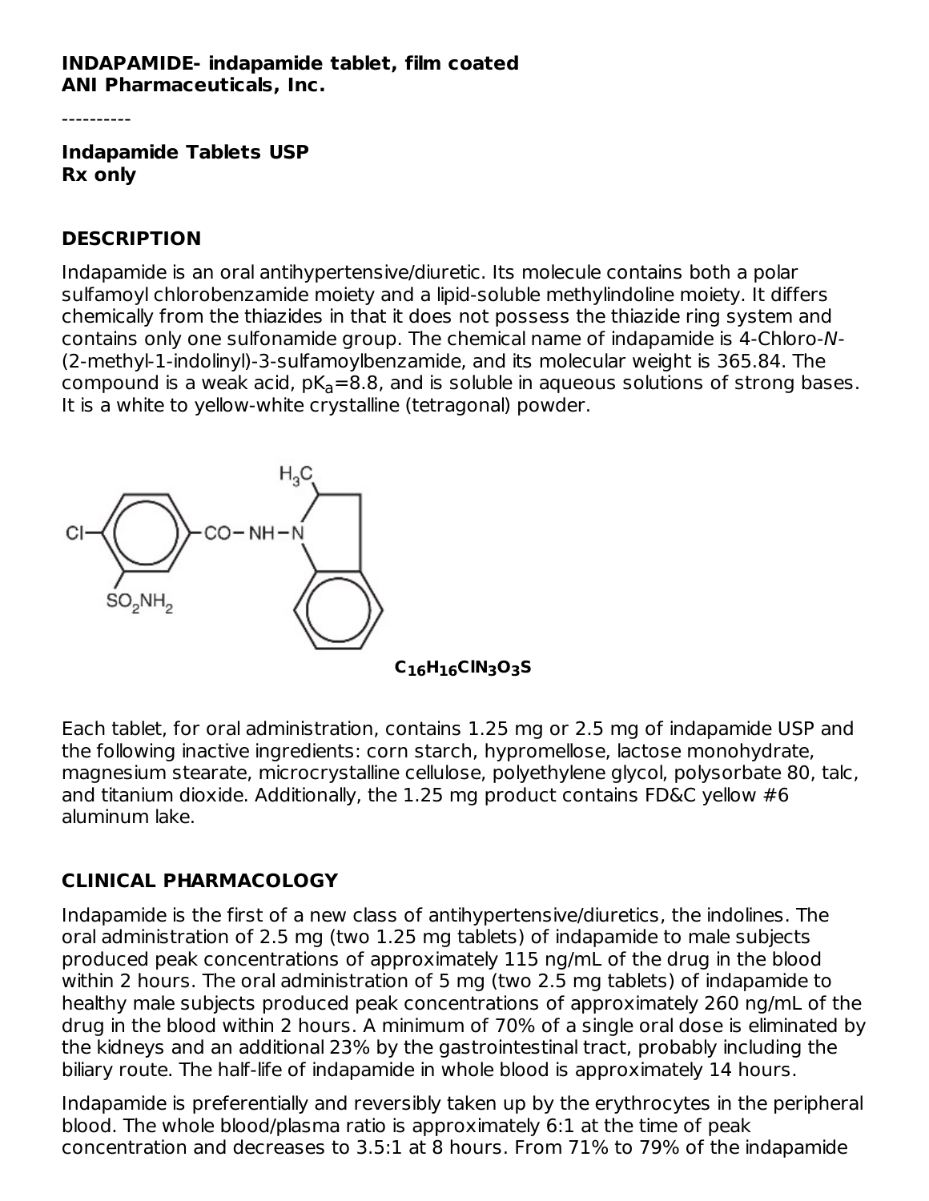**INDAPAMIDE- indapamide tablet, film coated**
**ANI Pharmaceuticals, Inc.**

----------

**Indapamide Tablets USP**
**Rx only**

## DESCRIPTION

Indapamide is an oral antihypertensive/diuretic. Its molecule contains both a polar sulfamoyl chlorobenzamide moiety and a lipid-soluble methylindoline moiety. It differs chemically from the thiazides in that it does not possess the thiazide ring system and contains only one sulfonamide group. The chemical name of indapamide is 4-Chloro-*N*-(2-methyl-1-indolinyl)-3-sulfamoylbenzamide, and its molecular weight is 365.84. The compound is a weak acid, $pK_a$=8.8, and is soluble in aqueous solutions of strong bases. It is a white to yellow-white crystalline (tetragonal) powder.

$C_{16}H_{16}ClN_3O_3S$

Each tablet, for oral administration, contains 1.25 mg or 2.5 mg of indapamide USP and the following inactive ingredients: corn starch, hypromellose, lactose monohydrate, magnesium stearate, microcrystalline cellulose, polyethylene glycol, polysorbate 80, talc, and titanium dioxide. Additionally, the 1.25 mg product contains FD&C yellow #6 aluminum lake.

## CLINICAL PHARMACOLOGY

Indapamide is the first of a new class of antihypertensive/diuretics, the indolines. The oral administration of 2.5 mg (two 1.25 mg tablets) of indapamide to male subjects produced peak concentrations of approximately 115 ng/mL of the drug in the blood within 2 hours. The oral administration of 5 mg (two 2.5 mg tablets) of indapamide to healthy male subjects produced peak concentrations of approximately 260 ng/mL of the drug in the blood within 2 hours. A minimum of 70% of a single oral dose is eliminated by the kidneys and an additional 23% by the gastrointestinal tract, probably including the biliary route. The half-life of indapamide in whole blood is approximately 14 hours.

Indapamide is preferentially and reversibly taken up by the erythrocytes in the peripheral blood. The whole blood/plasma ratio is approximately 6:1 at the time of peak concentration and decreases to 3.5:1 at 8 hours. From 71% to 79% of the indapamide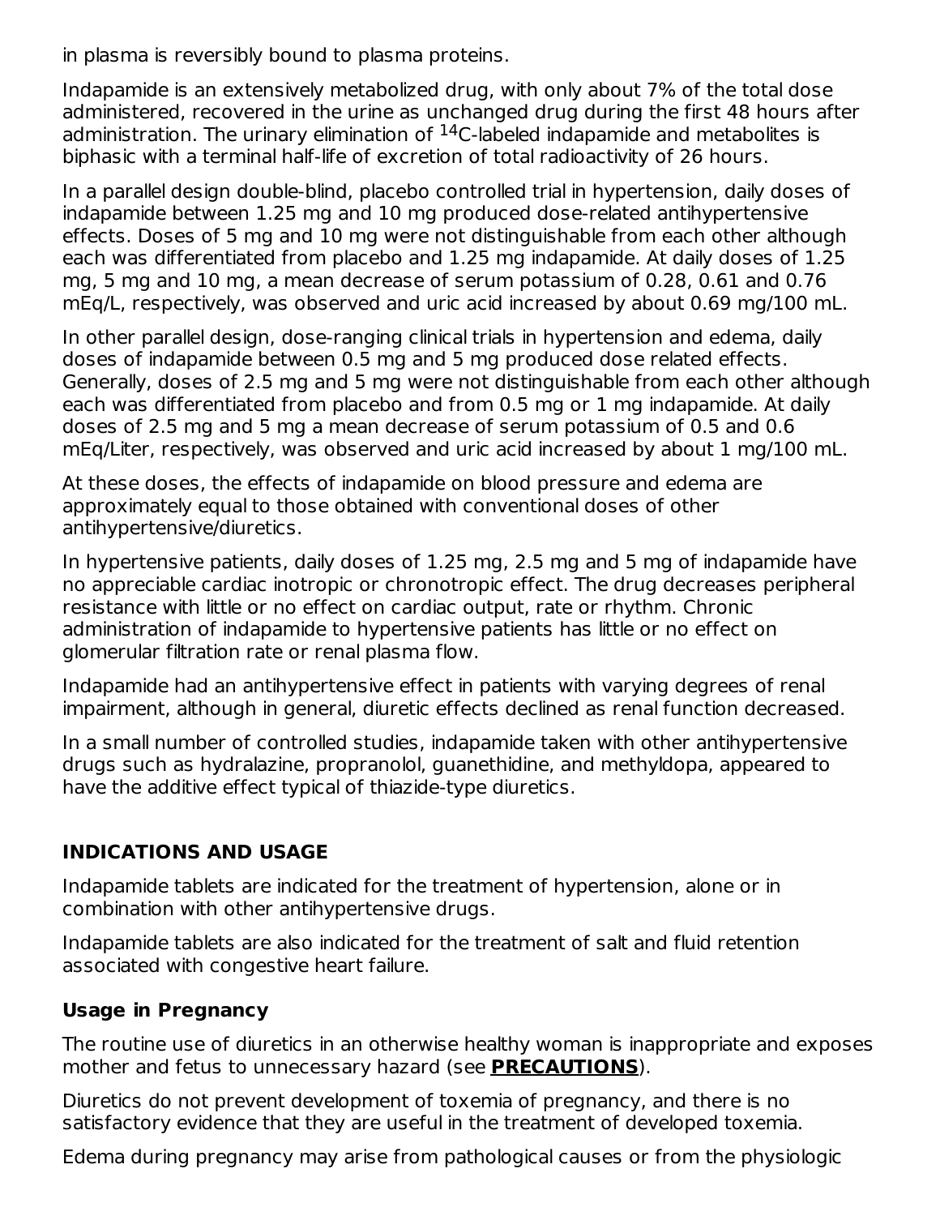in plasma is reversibly bound to plasma proteins.

Indapamide is an extensively metabolized drug, with only about 7% of the total dose administered, recovered in the urine as unchanged drug during the first 48 hours after administration. The urinary elimination of $^{14}C$-labeled indapamide and metabolites is biphasic with a terminal half-life of excretion of total radioactivity of 26 hours.

In a parallel design double-blind, placebo controlled trial in hypertension, daily doses of indapamide between 1.25 mg and 10 mg produced dose-related antihypertensive effects. Doses of 5 mg and 10 mg were not distinguishable from each other although each was differentiated from placebo and 1.25 mg indapamide. At daily doses of 1.25 mg, 5 mg and 10 mg, a mean decrease of serum potassium of 0.28, 0.61 and 0.76 mEq/L, respectively, was observed and uric acid increased by about 0.69 mg/100 mL.

In other parallel design, dose-ranging clinical trials in hypertension and edema, daily doses of indapamide between 0.5 mg and 5 mg produced dose related effects. Generally, doses of 2.5 mg and 5 mg were not distinguishable from each other although each was differentiated from placebo and from 0.5 mg or 1 mg indapamide. At daily doses of 2.5 mg and 5 mg a mean decrease of serum potassium of 0.5 and 0.6 mEq/Liter, respectively, was observed and uric acid increased by about 1 mg/100 mL.

At these doses, the effects of indapamide on blood pressure and edema are approximately equal to those obtained with conventional doses of other antihypertensive/diuretics.

In hypertensive patients, daily doses of 1.25 mg, 2.5 mg and 5 mg of indapamide have no appreciable cardiac inotropic or chronotropic effect. The drug decreases peripheral resistance with little or no effect on cardiac output, rate or rhythm. Chronic administration of indapamide to hypertensive patients has little or no effect on glomerular filtration rate or renal plasma flow.

Indapamide had an antihypertensive effect in patients with varying degrees of renal impairment, although in general, diuretic effects declined as renal function decreased.

In a small number of controlled studies, indapamide taken with other antihypertensive drugs such as hydralazine, propranolol, guanethidine, and methyldopa, appeared to have the additive effect typical of thiazide-type diuretics.

## INDICATIONS AND USAGE

Indapamide tablets are indicated for the treatment of hypertension, alone or in combination with other antihypertensive drugs.

Indapamide tablets are also indicated for the treatment of salt and fluid retention associated with congestive heart failure.

### Usage in Pregnancy

The routine use of diuretics in an otherwise healthy woman is inappropriate and exposes mother and fetus to unnecessary hazard (see **PRECAUTIONS**).

Diuretics do not prevent development of toxemia of pregnancy, and there is no satisfactory evidence that they are useful in the treatment of developed toxemia.

Edema during pregnancy may arise from pathological causes or from the physiologic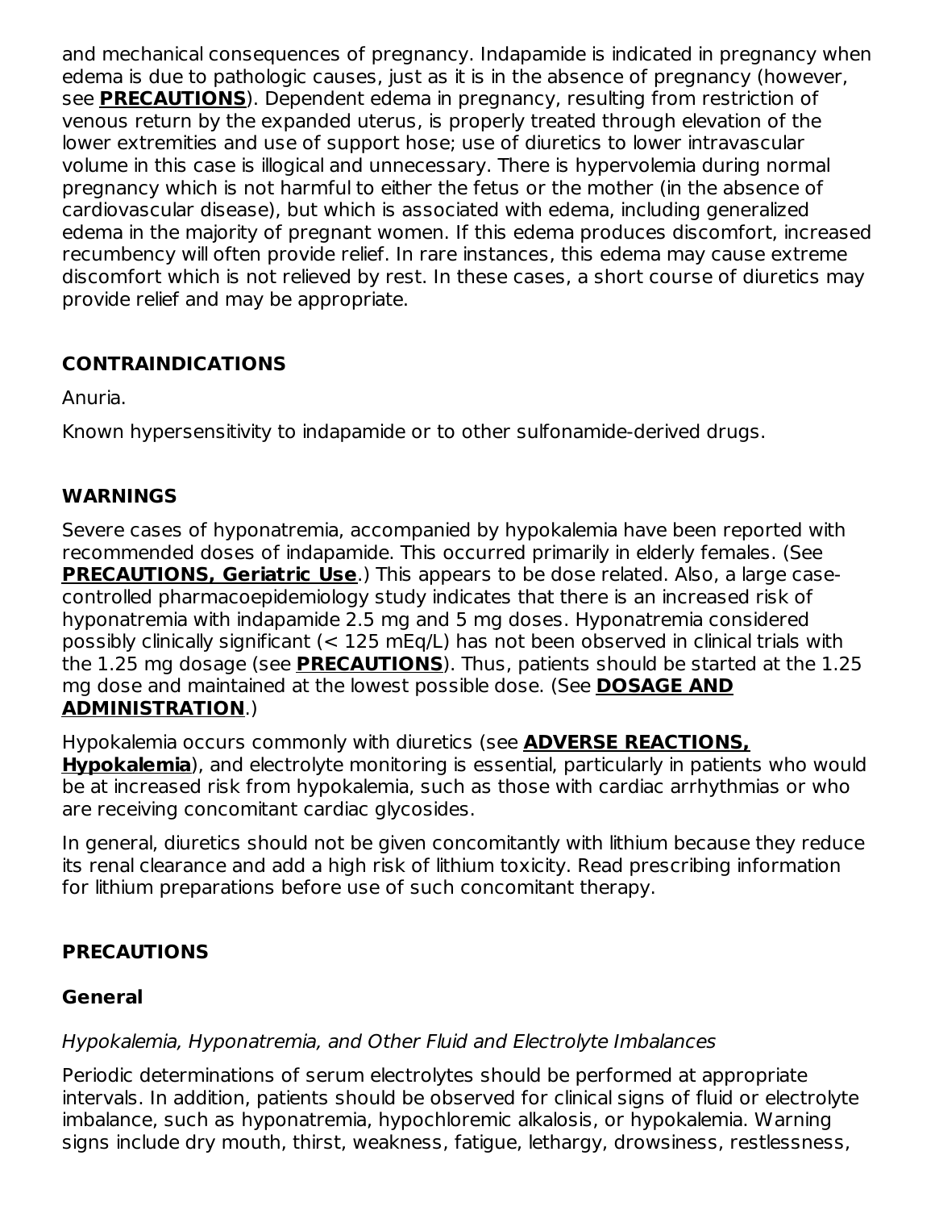and mechanical consequences of pregnancy. Indapamide is indicated in pregnancy when edema is due to pathologic causes, just as it is in the absence of pregnancy (however, see **PRECAUTIONS**). Dependent edema in pregnancy, resulting from restriction of venous return by the expanded uterus, is properly treated through elevation of the lower extremities and use of support hose; use of diuretics to lower intravascular volume in this case is illogical and unnecessary. There is hypervolemia during normal pregnancy which is not harmful to either the fetus or the mother (in the absence of cardiovascular disease), but which is associated with edema, including generalized edema in the majority of pregnant women. If this edema produces discomfort, increased recumbency will often provide relief. In rare instances, this edema may cause extreme discomfort which is not relieved by rest. In these cases, a short course of diuretics may provide relief and may be appropriate.

## CONTRAINDICATIONS

Anuria.

Known hypersensitivity to indapamide or to other sulfonamide-derived drugs.

## WARNINGS

Severe cases of hyponatremia, accompanied by hypokalemia have been reported with recommended doses of indapamide. This occurred primarily in elderly females. (See **PRECAUTIONS, Geriatric Use**.) This appears to be dose related. Also, a large case-controlled pharmacoepidemiology study indicates that there is an increased risk of hyponatremia with indapamide 2.5 mg and 5 mg doses. Hyponatremia considered possibly clinically significant (< 125 mEq/L) has not been observed in clinical trials with the 1.25 mg dosage (see **PRECAUTIONS**). Thus, patients should be started at the 1.25 mg dose and maintained at the lowest possible dose. (See **DOSAGE AND ADMINISTRATION**.)

Hypokalemia occurs commonly with diuretics (see **ADVERSE REACTIONS, Hypokalemia**), and electrolyte monitoring is essential, particularly in patients who would be at increased risk from hypokalemia, such as those with cardiac arrhythmias or who are receiving concomitant cardiac glycosides.

In general, diuretics should not be given concomitantly with lithium because they reduce its renal clearance and add a high risk of lithium toxicity. Read prescribing information for lithium preparations before use of such concomitant therapy.

## PRECAUTIONS

### General

*Hypokalemia, Hyponatremia, and Other Fluid and Electrolyte Imbalances*

Periodic determinations of serum electrolytes should be performed at appropriate intervals. In addition, patients should be observed for clinical signs of fluid or electrolyte imbalance, such as hyponatremia, hypochloremic alkalosis, or hypokalemia. Warning signs include dry mouth, thirst, weakness, fatigue, lethargy, drowsiness, restlessness,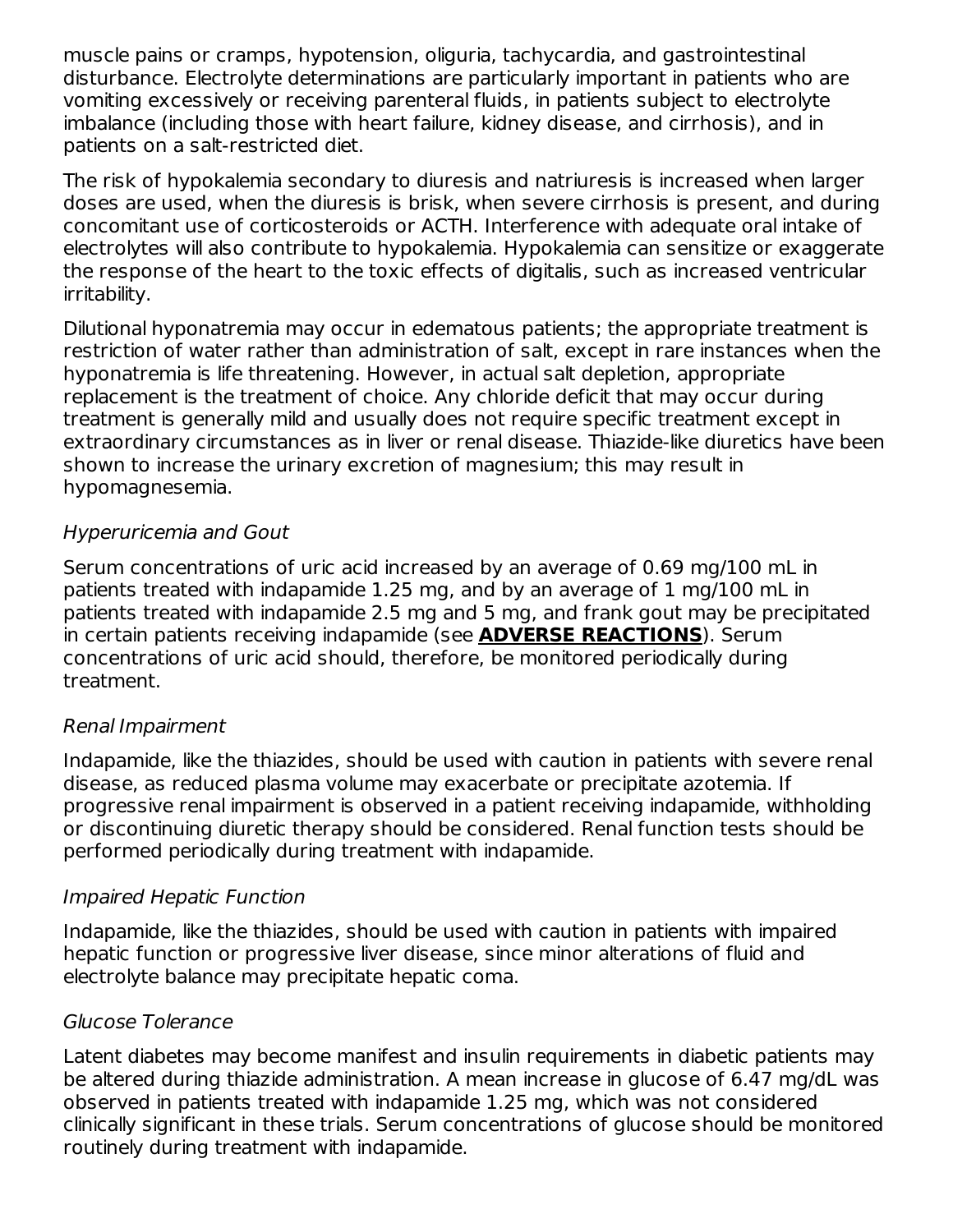muscle pains or cramps, hypotension, oliguria, tachycardia, and gastrointestinal disturbance. Electrolyte determinations are particularly important in patients who are vomiting excessively or receiving parenteral fluids, in patients subject to electrolyte imbalance (including those with heart failure, kidney disease, and cirrhosis), and in patients on a salt-restricted diet.

The risk of hypokalemia secondary to diuresis and natriuresis is increased when larger doses are used, when the diuresis is brisk, when severe cirrhosis is present, and during concomitant use of corticosteroids or ACTH. Interference with adequate oral intake of electrolytes will also contribute to hypokalemia. Hypokalemia can sensitize or exaggerate the response of the heart to the toxic effects of digitalis, such as increased ventricular irritability.

Dilutional hyponatremia may occur in edematous patients; the appropriate treatment is restriction of water rather than administration of salt, except in rare instances when the hyponatremia is life threatening. However, in actual salt depletion, appropriate replacement is the treatment of choice. Any chloride deficit that may occur during treatment is generally mild and usually does not require specific treatment except in extraordinary circumstances as in liver or renal disease. Thiazide-like diuretics have been shown to increase the urinary excretion of magnesium; this may result in hypomagnesemia.

*Hyperuricemia and Gout*

Serum concentrations of uric acid increased by an average of 0.69 mg/100 mL in patients treated with indapamide 1.25 mg, and by an average of 1 mg/100 mL in patients treated with indapamide 2.5 mg and 5 mg, and frank gout may be precipitated in certain patients receiving indapamide (see **ADVERSE REACTIONS**). Serum concentrations of uric acid should, therefore, be monitored periodically during treatment.

*Renal Impairment*

Indapamide, like the thiazides, should be used with caution in patients with severe renal disease, as reduced plasma volume may exacerbate or precipitate azotemia. If progressive renal impairment is observed in a patient receiving indapamide, withholding or discontinuing diuretic therapy should be considered. Renal function tests should be performed periodically during treatment with indapamide.

*Impaired Hepatic Function*

Indapamide, like the thiazides, should be used with caution in patients with impaired hepatic function or progressive liver disease, since minor alterations of fluid and electrolyte balance may precipitate hepatic coma.

*Glucose Tolerance*

Latent diabetes may become manifest and insulin requirements in diabetic patients may be altered during thiazide administration. A mean increase in glucose of 6.47 mg/dL was observed in patients treated with indapamide 1.25 mg, which was not considered clinically significant in these trials. Serum concentrations of glucose should be monitored routinely during treatment with indapamide.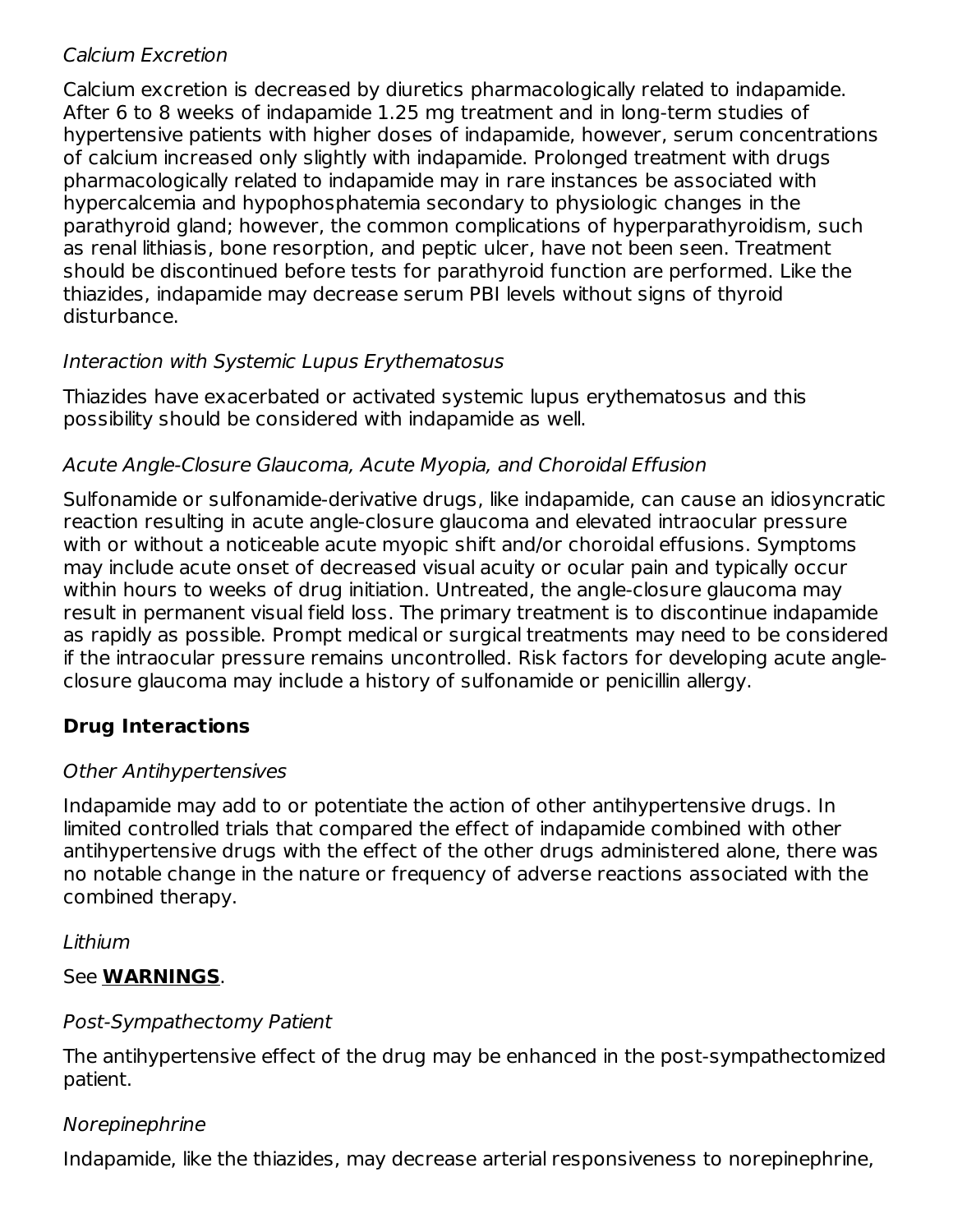*Calcium Excretion*

Calcium excretion is decreased by diuretics pharmacologically related to indapamide. After 6 to 8 weeks of indapamide 1.25 mg treatment and in long-term studies of hypertensive patients with higher doses of indapamide, however, serum concentrations of calcium increased only slightly with indapamide. Prolonged treatment with drugs pharmacologically related to indapamide may in rare instances be associated with hypercalcemia and hypophosphatemia secondary to physiologic changes in the parathyroid gland; however, the common complications of hyperparathyroidism, such as renal lithiasis, bone resorption, and peptic ulcer, have not been seen. Treatment should be discontinued before tests for parathyroid function are performed. Like the thiazides, indapamide may decrease serum PBI levels without signs of thyroid disturbance.

*Interaction with Systemic Lupus Erythematosus*

Thiazides have exacerbated or activated systemic lupus erythematosus and this possibility should be considered with indapamide as well.

*Acute Angle-Closure Glaucoma, Acute Myopia, and Choroidal Effusion*

Sulfonamide or sulfonamide-derivative drugs, like indapamide, can cause an idiosyncratic reaction resulting in acute angle-closure glaucoma and elevated intraocular pressure with or without a noticeable acute myopic shift and/or choroidal effusions. Symptoms may include acute onset of decreased visual acuity or ocular pain and typically occur within hours to weeks of drug initiation. Untreated, the angle-closure glaucoma may result in permanent visual field loss. The primary treatment is to discontinue indapamide as rapidly as possible. Prompt medical or surgical treatments may need to be considered if the intraocular pressure remains uncontrolled. Risk factors for developing acute angle-closure glaucoma may include a history of sulfonamide or penicillin allergy.

**Drug Interactions**

*Other Antihypertensives*

Indapamide may add to or potentiate the action of other antihypertensive drugs. In limited controlled trials that compared the effect of indapamide combined with other antihypertensive drugs with the effect of the other drugs administered alone, there was no notable change in the nature or frequency of adverse reactions associated with the combined therapy.

*Lithium*

See **WARNINGS**.

*Post-Sympathectomy Patient*

The antihypertensive effect of the drug may be enhanced in the post-sympathectomized patient.

*Norepinephrine*

Indapamide, like the thiazides, may decrease arterial responsiveness to norepinephrine,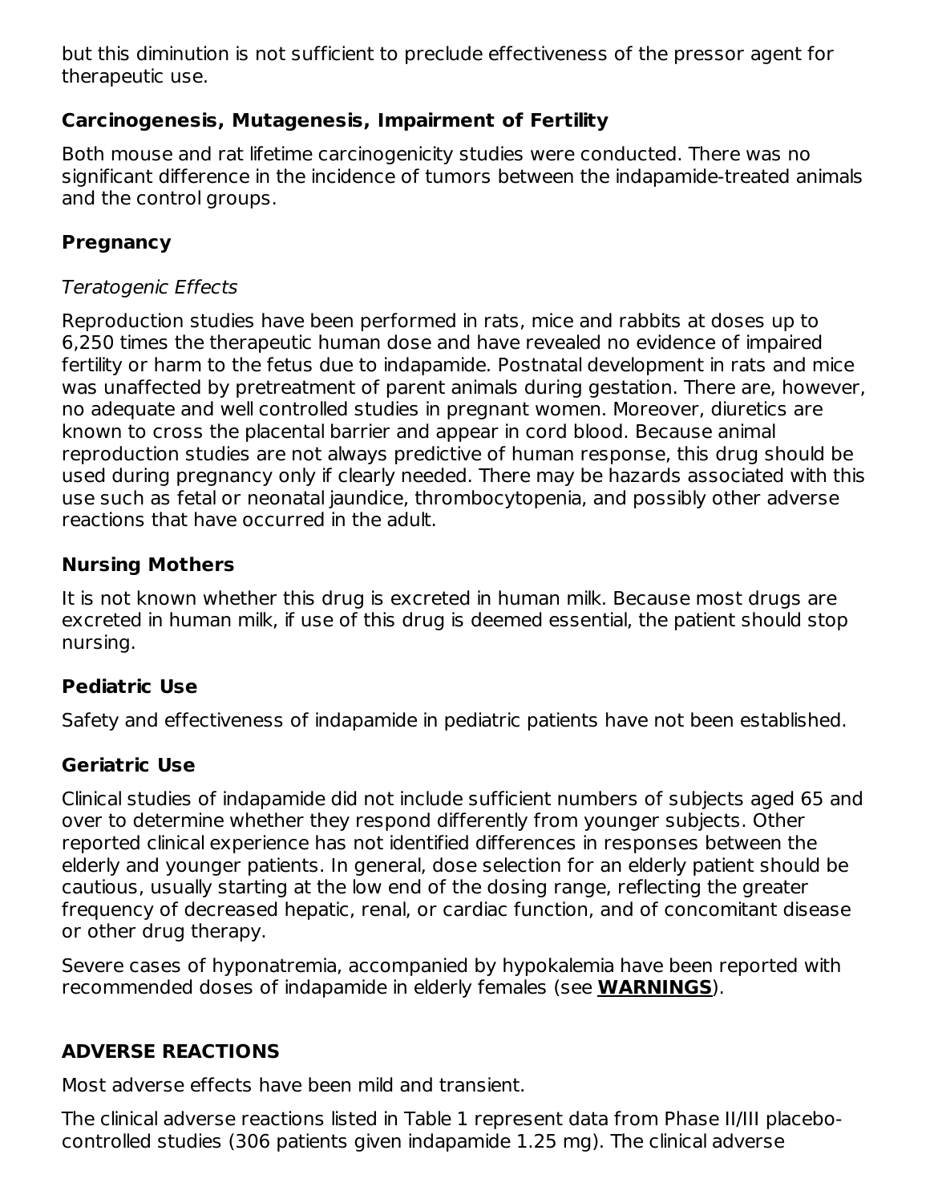but this diminution is not sufficient to preclude effectiveness of the pressor agent for therapeutic use.

### Carcinogenesis, Mutagenesis, Impairment of Fertility

Both mouse and rat lifetime carcinogenicity studies were conducted. There was no significant difference in the incidence of tumors between the indapamide-treated animals and the control groups.

### Pregnancy

*Teratogenic Effects*

Reproduction studies have been performed in rats, mice and rabbits at doses up to 6,250 times the therapeutic human dose and have revealed no evidence of impaired fertility or harm to the fetus due to indapamide. Postnatal development in rats and mice was unaffected by pretreatment of parent animals during gestation. There are, however, no adequate and well controlled studies in pregnant women. Moreover, diuretics are known to cross the placental barrier and appear in cord blood. Because animal reproduction studies are not always predictive of human response, this drug should be used during pregnancy only if clearly needed. There may be hazards associated with this use such as fetal or neonatal jaundice, thrombocytopenia, and possibly other adverse reactions that have occurred in the adult.

### Nursing Mothers

It is not known whether this drug is excreted in human milk. Because most drugs are excreted in human milk, if use of this drug is deemed essential, the patient should stop nursing.

### Pediatric Use

Safety and effectiveness of indapamide in pediatric patients have not been established.

### Geriatric Use

Clinical studies of indapamide did not include sufficient numbers of subjects aged 65 and over to determine whether they respond differently from younger subjects. Other reported clinical experience has not identified differences in responses between the elderly and younger patients. In general, dose selection for an elderly patient should be cautious, usually starting at the low end of the dosing range, reflecting the greater frequency of decreased hepatic, renal, or cardiac function, and of concomitant disease or other drug therapy.

Severe cases of hyponatremia, accompanied by hypokalemia have been reported with recommended doses of indapamide in elderly females (see **WARNINGS**).

## ADVERSE REACTIONS

Most adverse effects have been mild and transient.

The clinical adverse reactions listed in Table 1 represent data from Phase II/III placebo-controlled studies (306 patients given indapamide 1.25 mg). The clinical adverse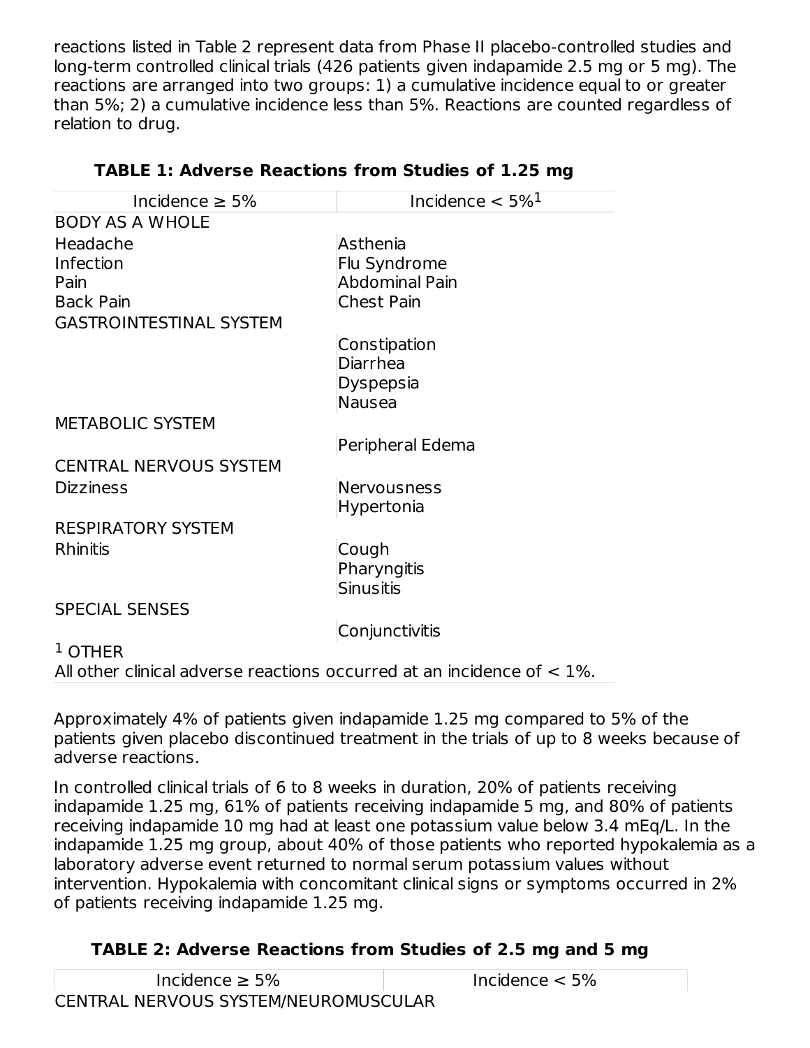reactions listed in Table 2 represent data from Phase II placebo-controlled studies and long-term controlled clinical trials (426 patients given indapamide 2.5 mg or 5 mg). The reactions are arranged into two groups: 1) a cumulative incidence equal to or greater than 5%; 2) a cumulative incidence less than 5%. Reactions are counted regardless of relation to drug.

**TABLE 1: Adverse Reactions from Studies of 1.25 mg**

| Incidence ≥ 5% | Incidence < 5%[1] |
|---|---|
| BODY AS A WHOLE | |
| Headache | Asthenia |
| Infection | Flu Syndrome |
| Pain | Abdominal Pain |
| Back Pain | Chest Pain |
| GASTROINTESTINAL SYSTEM | |
| | Constipation |
| | Diarrhea |
| | Dyspepsia |
| | Nausea |
| METABOLIC SYSTEM | |
| | Peripheral Edema |
| CENTRAL NERVOUS SYSTEM | |
| Dizziness | Nervousness |
| | Hypertonia |
| RESPIRATORY SYSTEM | |
| Rhinitis | Cough |
| | Pharyngitis |
| | Sinusitis |
| SPECIAL SENSES | |
| | Conjunctivitis |

[1] OTHER
All other clinical adverse reactions occurred at an incidence of < 1%.

Approximately 4% of patients given indapamide 1.25 mg compared to 5% of the patients given placebo discontinued treatment in the trials of up to 8 weeks because of adverse reactions.

In controlled clinical trials of 6 to 8 weeks in duration, 20% of patients receiving indapamide 1.25 mg, 61% of patients receiving indapamide 5 mg, and 80% of patients receiving indapamide 10 mg had at least one potassium value below 3.4 mEq/L. In the indapamide 1.25 mg group, about 40% of those patients who reported hypokalemia as a laboratory adverse event returned to normal serum potassium values without intervention. Hypokalemia with concomitant clinical signs or symptoms occurred in 2% of patients receiving indapamide 1.25 mg.

**TABLE 2: Adverse Reactions from Studies of 2.5 mg and 5 mg**

| Incidence ≥ 5% | Incidence < 5% |
|---|---|
| CENTRAL NERVOUS SYSTEM/NEUROMUSCULAR | |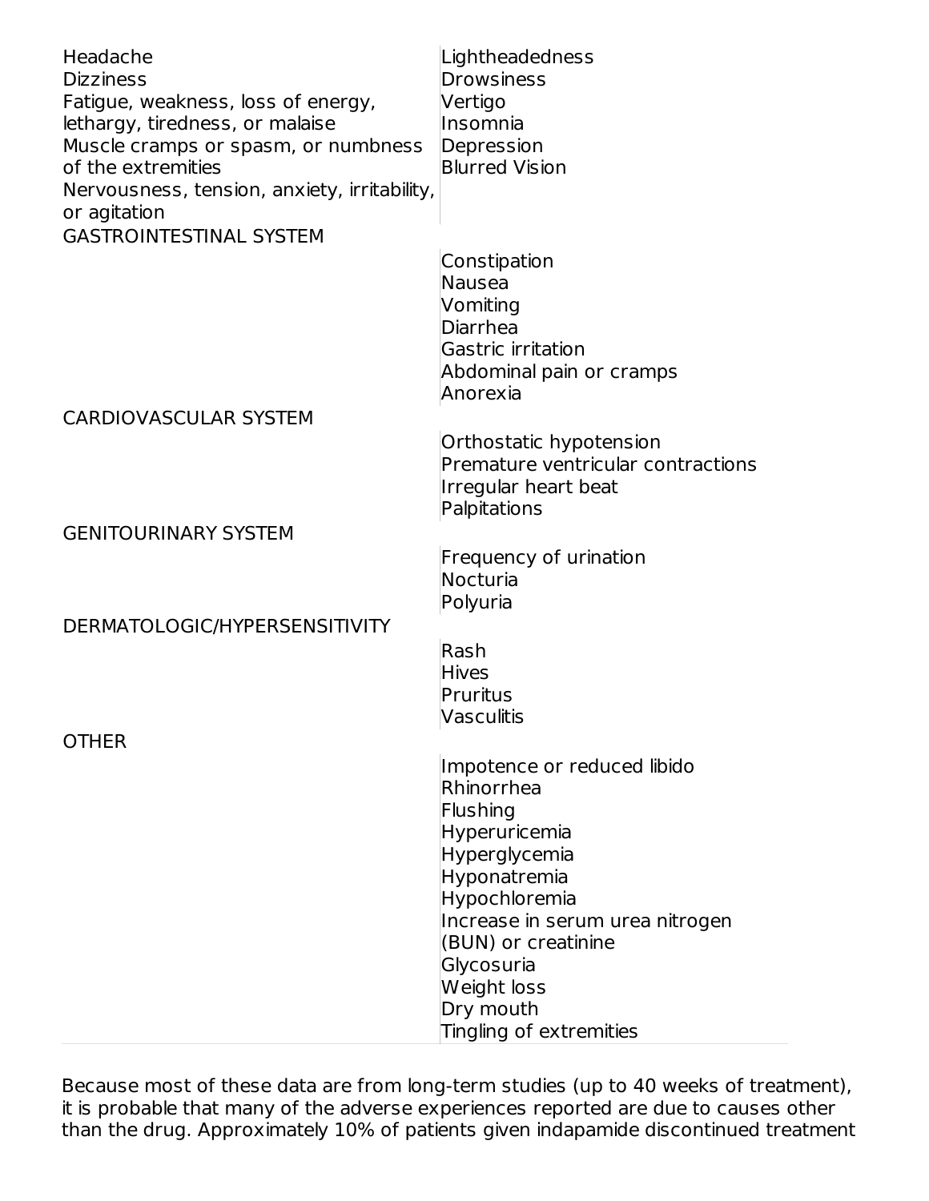| | |
|---|---|
| Headache<br>Dizziness<br>Fatigue, weakness, loss of energy, lethargy, tiredness, or malaise<br>Muscle cramps or spasm, or numbness of the extremities<br>Nervousness, tension, anxiety, irritability, or agitation | Lightheadedness<br>Drowsiness<br>Vertigo<br>Insomnia<br>Depression<br>Blurred Vision |
| GASTROINTESTINAL SYSTEM | |
| | Constipation<br>Nausea<br>Vomiting<br>Diarrhea<br>Gastric irritation<br>Abdominal pain or cramps<br>Anorexia |
| CARDIOVASCULAR SYSTEM | |
| | Orthostatic hypotension<br>Premature ventricular contractions<br>Irregular heart beat<br>Palpitations |
| GENITOURINARY SYSTEM | |
| | Frequency of urination<br>Nocturia<br>Polyuria |
| DERMATOLOGIC/HYPERSENSITIVITY | |
| | Rash<br>Hives<br>Pruritus<br>Vasculitis |
| OTHER | |
| | Impotence or reduced libido<br>Rhinorrhea<br>Flushing<br>Hyperuricemia<br>Hyperglycemia<br>Hyponatremia<br>Hypochloremia<br>Increase in serum urea nitrogen (BUN) or creatinine<br>Glycosuria<br>Weight loss<br>Dry mouth<br>Tingling of extremities |

Because most of these data are from long-term studies (up to 40 weeks of treatment), it is probable that many of the adverse experiences reported are due to causes other than the drug. Approximately 10% of patients given indapamide discontinued treatment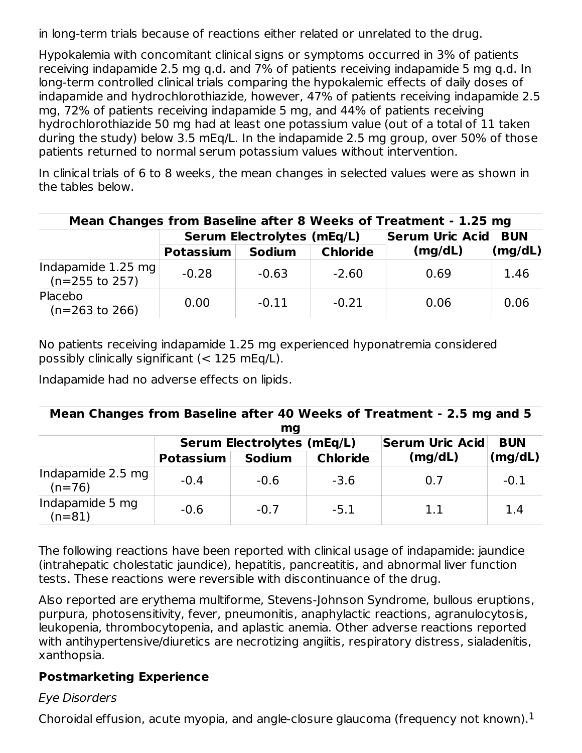in long-term trials because of reactions either related or unrelated to the drug.

Hypokalemia with concomitant clinical signs or symptoms occurred in 3% of patients receiving indapamide 2.5 mg q.d. and 7% of patients receiving indapamide 5 mg q.d. In long-term controlled clinical trials comparing the hypokalemic effects of daily doses of indapamide and hydrochlorothiazide, however, 47% of patients receiving indapamide 2.5 mg, 72% of patients receiving indapamide 5 mg, and 44% of patients receiving hydrochlorothiazide 50 mg had at least one potassium value (out of a total of 11 taken during the study) below 3.5 mEq/L. In the indapamide 2.5 mg group, over 50% of those patients returned to normal serum potassium values without intervention.

In clinical trials of 6 to 8 weeks, the mean changes in selected values were as shown in the tables below.

**Mean Changes from Baseline after 8 Weeks of Treatment - 1.25 mg**

| | Serum Electrolytes (mEq/L) | | | Serum Uric Acid (mg/dL) | BUN (mg/dL) |
|---|---|---|---|---|---|
| | Potassium | Sodium | Chloride | | |
| Indapamide 1.25 mg (n=255 to 257) | -0.28 | -0.63 | -2.60 | 0.69 | 1.46 |
| Placebo (n=263 to 266) | 0.00 | -0.11 | -0.21 | 0.06 | 0.06 |

No patients receiving indapamide 1.25 mg experienced hyponatremia considered possibly clinically significant (< 125 mEq/L).

Indapamide had no adverse effects on lipids.

**Mean Changes from Baseline after 40 Weeks of Treatment - 2.5 mg and 5 mg**

| | Serum Electrolytes (mEq/L) | | | Serum Uric Acid (mg/dL) | BUN (mg/dL) |
|---|---|---|---|---|---|
| | Potassium | Sodium | Chloride | | |
| Indapamide 2.5 mg (n=76) | -0.4 | -0.6 | -3.6 | 0.7 | -0.1 |
| Indapamide 5 mg (n=81) | -0.6 | -0.7 | -5.1 | 1.1 | 1.4 |

The following reactions have been reported with clinical usage of indapamide: jaundice (intrahepatic cholestatic jaundice), hepatitis, pancreatitis, and abnormal liver function tests. These reactions were reversible with discontinuance of the drug.

Also reported are erythema multiforme, Stevens-Johnson Syndrome, bullous eruptions, purpura, photosensitivity, fever, pneumonitis, anaphylactic reactions, agranulocytosis, leukopenia, thrombocytopenia, and aplastic anemia. Other adverse reactions reported with antihypertensive/diuretics are necrotizing angiitis, respiratory distress, sialadenitis, xanthopsia.

### Postmarketing Experience

*Eye Disorders*

Choroidal effusion, acute myopia, and angle-closure glaucoma (frequency not known).[1]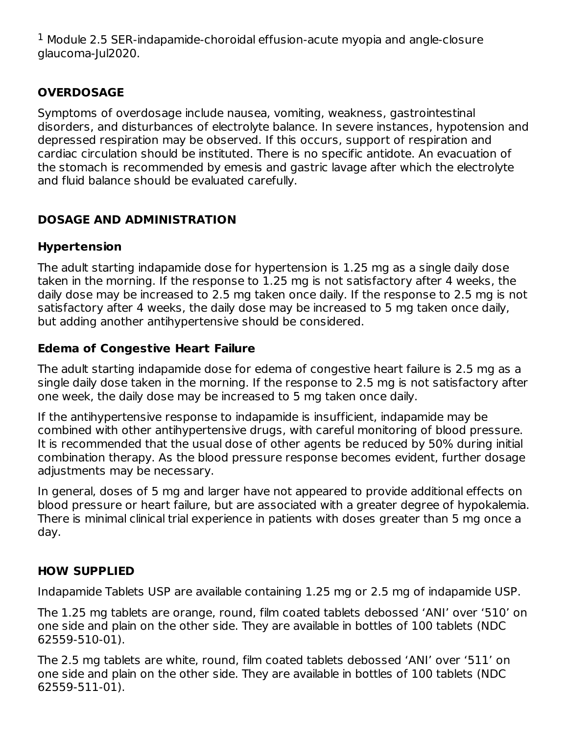[1] Module 2.5 SER-indapamide-choroidal effusion-acute myopia and angle-closure glaucoma-Jul2020.

## OVERDOSAGE

Symptoms of overdosage include nausea, vomiting, weakness, gastrointestinal disorders, and disturbances of electrolyte balance. In severe instances, hypotension and depressed respiration may be observed. If this occurs, support of respiration and cardiac circulation should be instituted. There is no specific antidote. An evacuation of the stomach is recommended by emesis and gastric lavage after which the electrolyte and fluid balance should be evaluated carefully.

## DOSAGE AND ADMINISTRATION

### Hypertension

The adult starting indapamide dose for hypertension is 1.25 mg as a single daily dose taken in the morning. If the response to 1.25 mg is not satisfactory after 4 weeks, the daily dose may be increased to 2.5 mg taken once daily. If the response to 2.5 mg is not satisfactory after 4 weeks, the daily dose may be increased to 5 mg taken once daily, but adding another antihypertensive should be considered.

### Edema of Congestive Heart Failure

The adult starting indapamide dose for edema of congestive heart failure is 2.5 mg as a single daily dose taken in the morning. If the response to 2.5 mg is not satisfactory after one week, the daily dose may be increased to 5 mg taken once daily.

If the antihypertensive response to indapamide is insufficient, indapamide may be combined with other antihypertensive drugs, with careful monitoring of blood pressure. It is recommended that the usual dose of other agents be reduced by 50% during initial combination therapy. As the blood pressure response becomes evident, further dosage adjustments may be necessary.

In general, doses of 5 mg and larger have not appeared to provide additional effects on blood pressure or heart failure, but are associated with a greater degree of hypokalemia. There is minimal clinical trial experience in patients with doses greater than 5 mg once a day.

## HOW SUPPLIED

Indapamide Tablets USP are available containing 1.25 mg or 2.5 mg of indapamide USP.

The 1.25 mg tablets are orange, round, film coated tablets debossed ‘ANI’ over ‘510’ on one side and plain on the other side. They are available in bottles of 100 tablets (NDC 62559-510-01).

The 2.5 mg tablets are white, round, film coated tablets debossed ‘ANI’ over ‘511’ on one side and plain on the other side. They are available in bottles of 100 tablets (NDC 62559-511-01).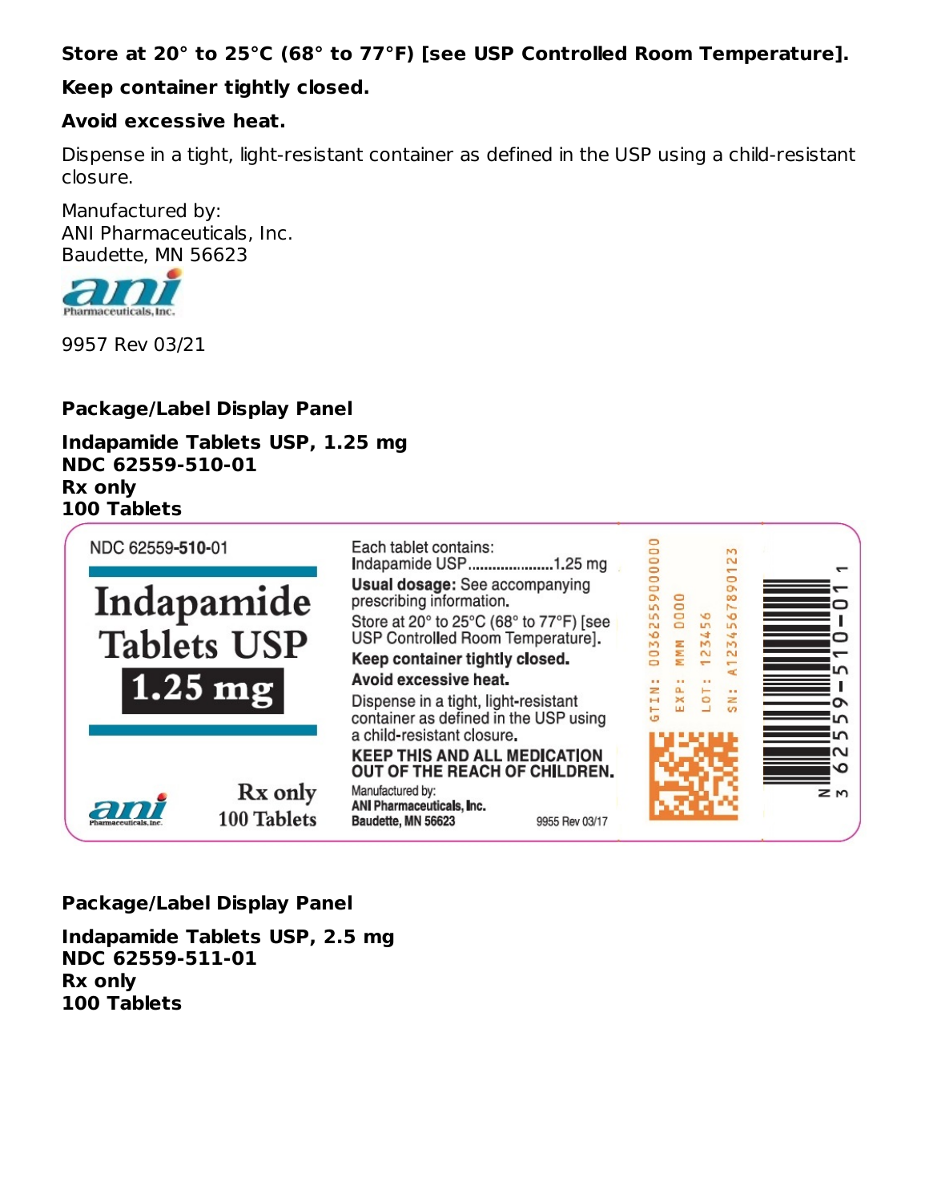**Store at 20° to 25°C (68° to 77°F) [see USP Controlled Room Temperature].**

**Keep container tightly closed.**

**Avoid excessive heat.**

Dispense in a tight, light-resistant container as defined in the USP using a child-resistant closure.

Manufactured by:
ANI Pharmaceuticals, Inc.
Baudette, MN 56623

9957 Rev 03/21

**Package/Label Display Panel**

**Indapamide Tablets USP, 1.25 mg**
**NDC 62559-510-01**
**Rx only**
**100 Tablets**

NDC 62559-510-01

Indapamide Tablets USP

1.25 mg

Rx only
100 Tablets

Each tablet contains:
Indapamide USP....................1.25 mg

**Usual dosage:** See accompanying prescribing information.

Store at 20° to 25°C (68° to 77°F) [see USP Controlled Room Temperature].

**Keep container tightly closed.**

**Avoid excessive heat.**

Dispense in a tight, light-resistant container as defined in the USP using a child-resistant closure.

**KEEP THIS AND ALL MEDICATION OUT OF THE REACH OF CHILDREN.**

Manufactured by:
ANI Pharmaceuticals, Inc.
Baudette, MN 56623

9955 Rev 03/17

GTIN: 00362559000000
EXP: MMM 0000
LOT: 123456
SN: A1234567890123

N 3 62559-510-01 1

**Package/Label Display Panel**

**Indapamide Tablets USP, 2.5 mg**
**NDC 62559-511-01**
**Rx only**
**100 Tablets**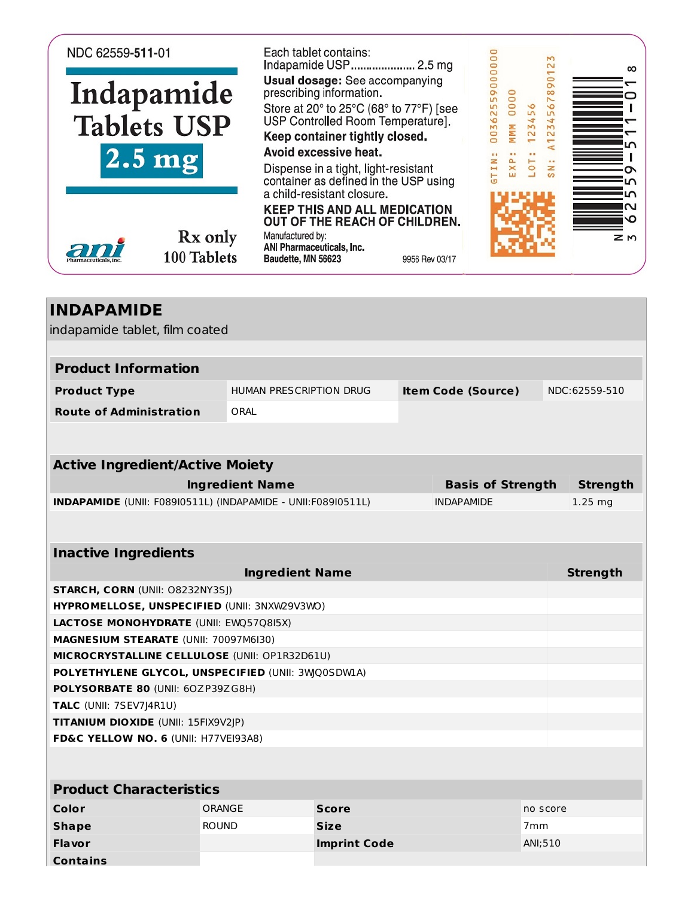NDC 62559-**511**-01

# Indapamide Tablets USP

**2.5 mg**

Rx only

100 Tablets

ani Pharmaceuticals, Inc.

Each tablet contains:
Indapamide USP.................... 2.5 mg

**Usual dosage:** See accompanying prescribing information.

Store at 20° to 25°C (68° to 77°F) [see USP Controlled Room Temperature].

**Keep container tightly closed.**

**Avoid excessive heat.**

Dispense in a tight, light-resistant container as defined in the USP using a child-resistant closure.

**KEEP THIS AND ALL MEDICATION OUT OF THE REACH OF CHILDREN.**

Manufactured by:
**ANI Pharmaceuticals, Inc.**
**Baudette, MN 56623**

9956 Rev 03/17

GTIN: 00362559000000
EXP: MMM 0000
LOT: 123456
SN: A12345678901234

N 3 62559-511-01 8

## INDAPAMIDE

indapamide tablet, film coated

| Product Information | | | |
|---|---|---|---|
| **Product Type** | HUMAN PRESCRIPTION DRUG | **Item Code (Source)** | NDC:62559-510 |
| **Route of Administration** | ORAL | | |

| Active Ingredient/Active Moiety | | |
|---|---|---|
| **Ingredient Name** | **Basis of Strength** | **Strength** |
| **INDAPAMIDE** (UNII: F089I0511L) (INDAPAMIDE - UNII:F089I0511L) | INDAPAMIDE | 1.25 mg |

| Inactive Ingredients | |
|---|---|
| **Ingredient Name** | **Strength** |
| **STARCH, CORN** (UNII: O8232NY3SJ) | |
| **HYPROMELLOSE, UNSPECIFIED** (UNII: 3NXW29V3WO) | |
| **LACTOSE MONOHYDRATE** (UNII: EWQ57Q8I5X) | |
| **MAGNESIUM STEARATE** (UNII: 70097M6I30) | |
| **MICROCRYSTALLINE CELLULOSE** (UNII: OP1R32D61U) | |
| **POLYETHYLENE GLYCOL, UNSPECIFIED** (UNII: 3WJQ0SDW1A) | |
| **POLYSORBATE 80** (UNII: 6OZP39ZG8H) | |
| **TALC** (UNII: 7SEV7J4R1U) | |
| **TITANIUM DIOXIDE** (UNII: 15FIX9V2JP) | |
| **FD&C YELLOW NO. 6** (UNII: H77VEI93A8) | |

| Product Characteristics | | | |
|---|---|---|---|
| **Color** | ORANGE | **Score** | no score |
| **Shape** | ROUND | **Size** | 7mm |
| **Flavor** | | **Imprint Code** | ANI;510 |
| **Contains** | | | |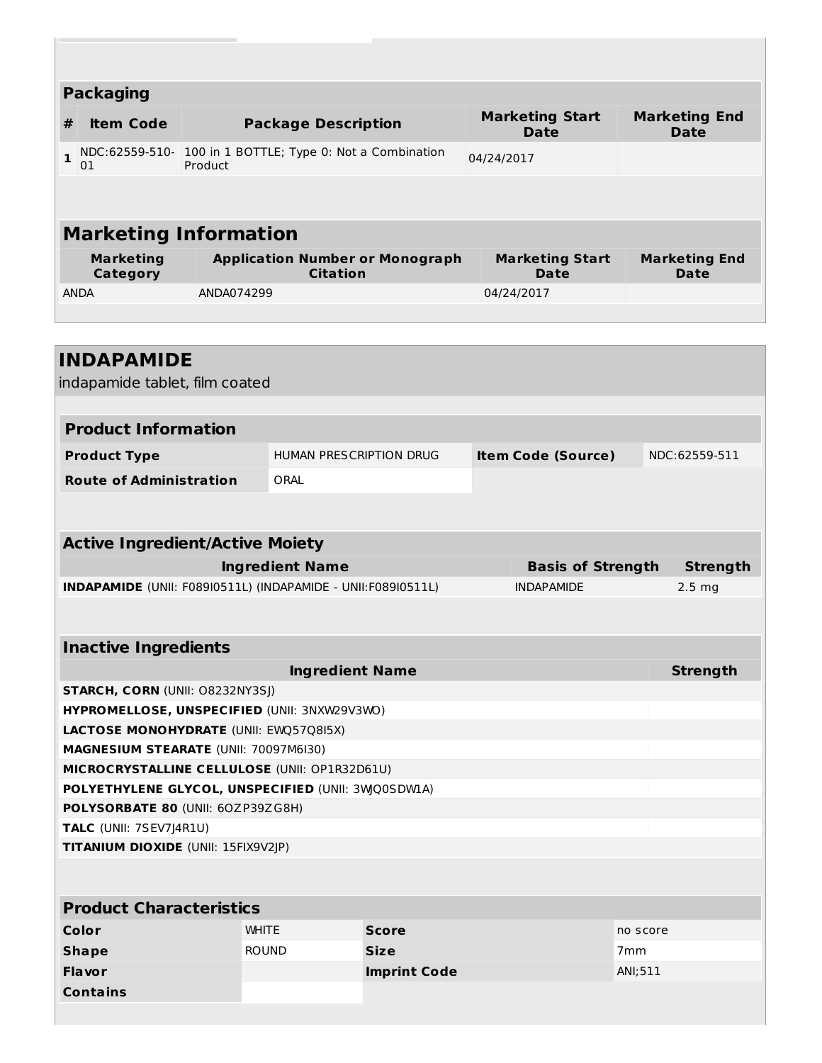## Packaging

| # | Item Code | Package Description | Marketing Start Date | Marketing End Date |
|---|---|---|---|---|
| 1 | NDC:62559-510-01 | 100 in 1 BOTTLE; Type 0: Not a Combination Product | 04/24/2017 | |

## Marketing Information

| Marketing Category | Application Number or Monograph Citation | Marketing Start Date | Marketing End Date |
|---|---|---|---|
| ANDA | ANDA074299 | 04/24/2017 | |

# INDAPAMIDE

indapamide tablet, film coated

## Product Information

| | | | |
|---|---|---|---|
| **Product Type** | HUMAN PRESCRIPTION DRUG | **Item Code (Source)** | NDC:62559-511 |
| **Route of Administration** | ORAL | | |

## Active Ingredient/Active Moiety

| Ingredient Name | Basis of Strength | Strength |
|---|---|---|
| **INDAPAMIDE** (UNII: F089I0511L) (INDAPAMIDE - UNII:F089I0511L) | INDAPAMIDE | 2.5 mg |

## Inactive Ingredients

| Ingredient Name | Strength |
|---|---|
| **STARCH, CORN** (UNII: O8232NY3SJ) | |
| **HYPROMELLOSE, UNSPECIFIED** (UNII: 3NXW29V3WO) | |
| **LACTOSE MONOHYDRATE** (UNII: EWQ57Q8I5X) | |
| **MAGNESIUM STEARATE** (UNII: 70097M6I30) | |
| **MICROCRYSTALLINE CELLULOSE** (UNII: OP1R32D61U) | |
| **POLYETHYLENE GLYCOL, UNSPECIFIED** (UNII: 3WJQ0SDW1A) | |
| **POLYSORBATE 80** (UNII: 6OZP39ZG8H) | |
| **TALC** (UNII: 7SEV7J4R1U) | |
| **TITANIUM DIOXIDE** (UNII: 15FIX9V2JP) | |

## Product Characteristics

| | | | |
|---|---|---|---|
| **Color** | WHITE | **Score** | no score |
| **Shape** | ROUND | **Size** | 7mm |
| **Flavor** | | **Imprint Code** | ANI;511 |
| **Contains** | | | |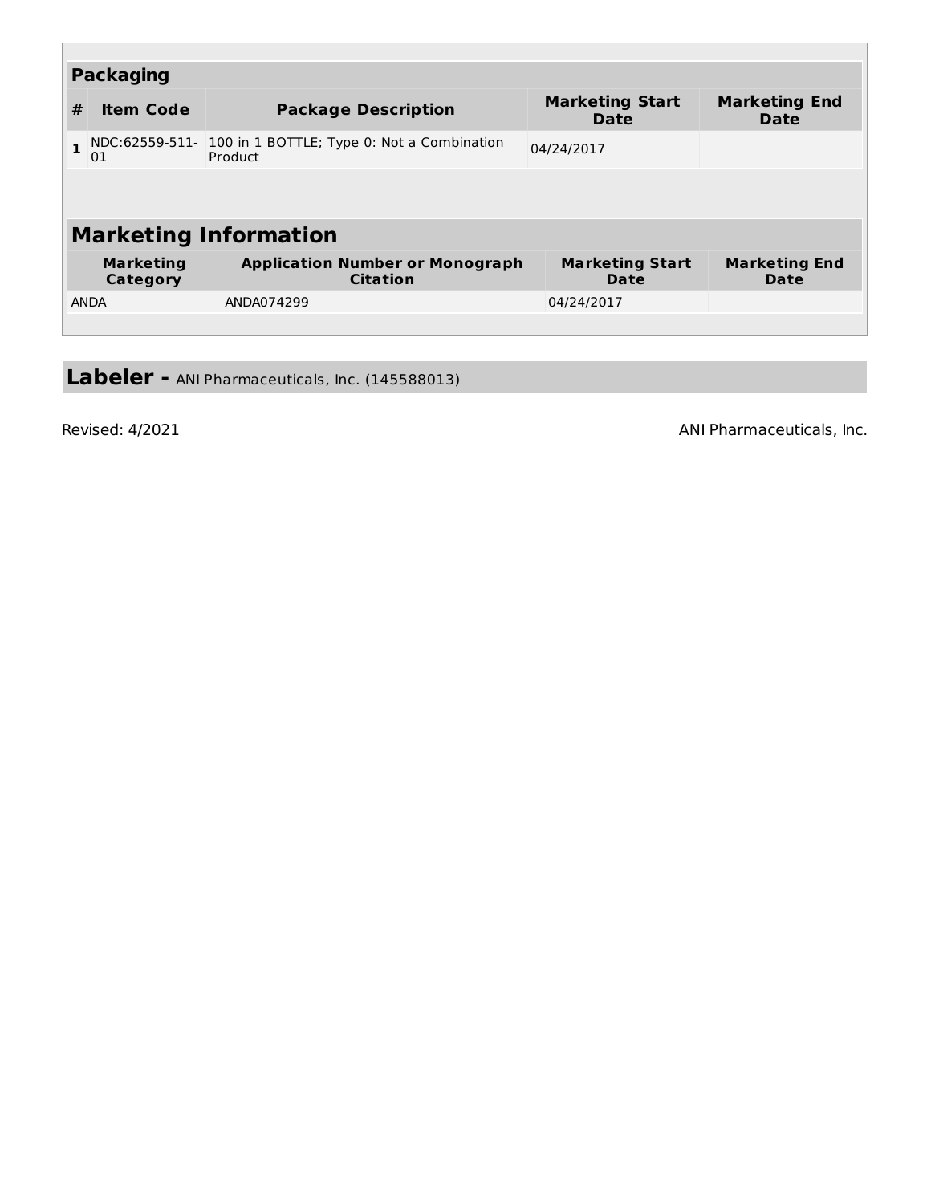## Packaging

| # | Item Code | Package Description | Marketing Start Date | Marketing End Date |
|---|---|---|---|---|
| 1 | NDC:62559-511-01 | 100 in 1 BOTTLE; Type 0: Not a Combination Product | 04/24/2017 | |

## Marketing Information

| Marketing Category | Application Number or Monograph Citation | Marketing Start Date | Marketing End Date |
|---|---|---|---|
| ANDA | ANDA074299 | 04/24/2017 | |

## Labeler - ANI Pharmaceuticals, Inc. (145588013)

Revised: 4/2021

ANI Pharmaceuticals, Inc.